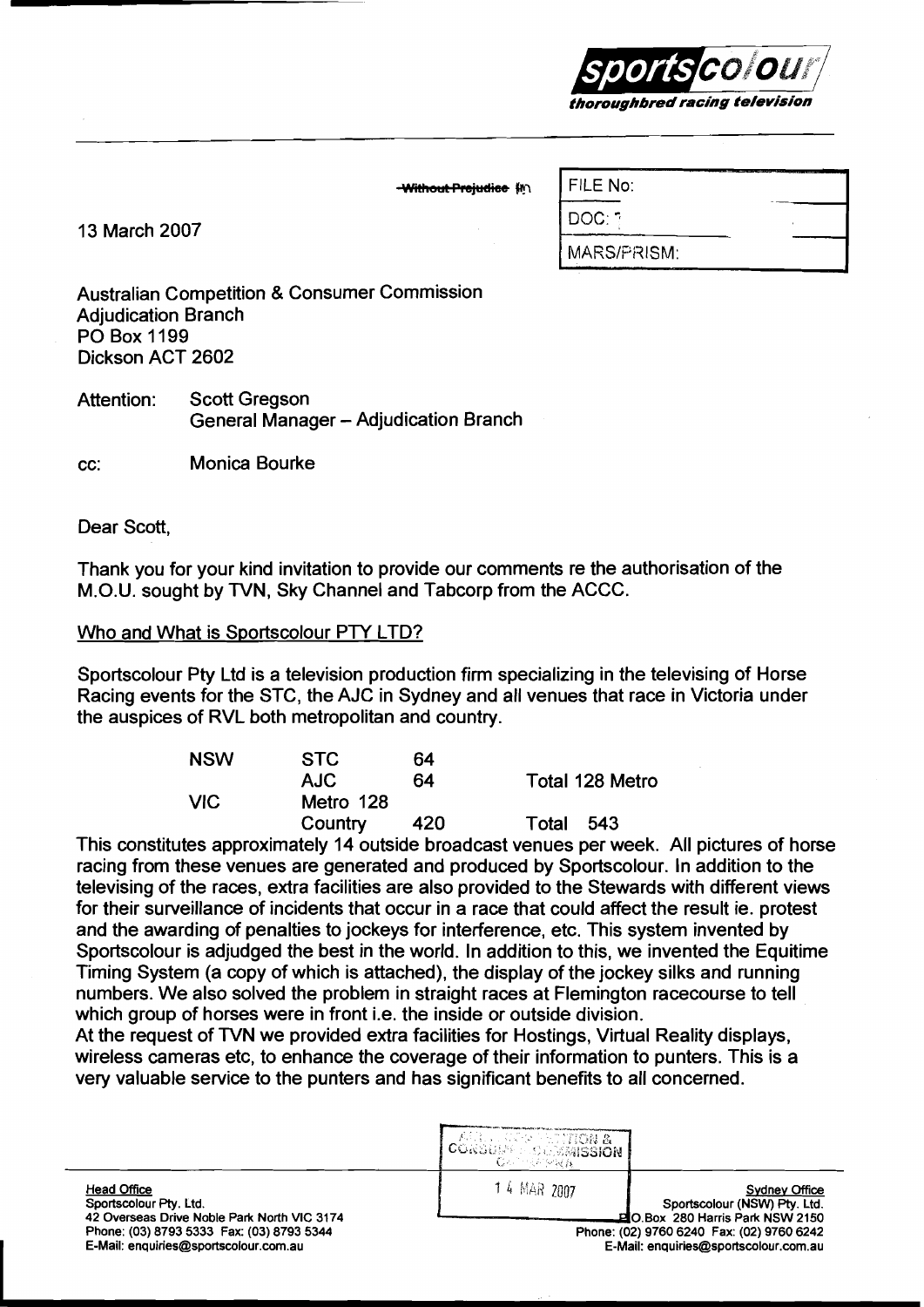sportscolour
*thoroughbred racing television*

~~Without Prejudice~~

| FILE No: |
| --- |
| DOC: |
| MARS/PRISM: |

13 March 2007

Australian Competition & Consumer Commission
Adjudication Branch
PO Box 1199
Dickson ACT 2602

Attention: Scott Gregson
General Manager – Adjudication Branch

cc: Monica Bourke

Dear Scott,

Thank you for your kind invitation to provide our comments re the authorisation of the M.O.U. sought by TVN, Sky Channel and Tabcorp from the ACCC.

Who and What is Sportscolour PTY LTD?

Sportscolour Pty Ltd is a television production firm specializing in the televising of Horse Racing events for the STC, the AJC in Sydney and all venues that race in Victoria under the auspices of RVL both metropolitan and country.

| | | | |
| --- | --- | --- | --- |
| NSW | STC | 64 | |
| | AJC | 64 | Total 128 Metro |
| VIC | Metro 128 | | |
| | Country | 420 | Total 543 |

This constitutes approximately 14 outside broadcast venues per week. All pictures of horse racing from these venues are generated and produced by Sportscolour. In addition to the televising of the races, extra facilities are also provided to the Stewards with different views for their surveillance of incidents that occur in a race that could affect the result ie. protest and the awarding of penalties to jockeys for interference, etc. This system invented by Sportscolour is adjudged the best in the world. In addition to this, we invented the Equitime Timing System (a copy of which is attached), the display of the jockey silks and running numbers. We also solved the problem in straight races at Flemington racecourse to tell which group of horses were in front i.e. the inside or outside division.

At the request of TVN we provided extra facilities for Hostings, Virtual Reality displays, wireless cameras etc, to enhance the coverage of their information to punters. This is a very valuable service to the punters and has significant benefits to all concerned.

COMPETITION & CONSUMER COMMISSION
14 MAR 2007

**Head Office**
Sportscolour Pty. Ltd.
42 Overseas Drive Noble Park North VIC 3174
Phone: (03) 8793 5333 Fax: (03) 8793 5344
E-Mail: enquiries@sportscolour.com.au

**Sydney Office**
Sportscolour (NSW) Pty. Ltd.
P.O.Box 280 Harris Park NSW 2150
Phone: (02) 9760 6240 Fax: (02) 9760 6242
E-Mail: enquiries@sportscolour.com.au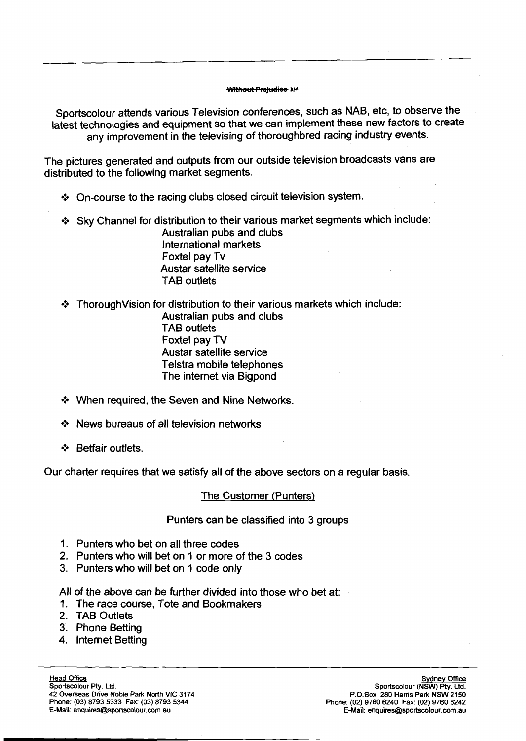Sportscolour attends various Television conferences, such as NAB, etc, to observe the latest technologies and equipment so that we can implement these new factors to create any improvement in the televising of thoroughbred racing industry events.

The pictures generated and outputs from our outside television broadcasts vans are distributed to the following market segments.

- On-course to the racing clubs closed circuit television system.
- Sky Channel for distribution to their various market segments which include:
  - Australian pubs and clubs
  - International markets
  - Foxtel pay Tv
  - Austar satellite service
  - TAB outlets
- ThoroughVision for distribution to their various markets which include:
  - Australian pubs and clubs
  - TAB outlets
  - Foxtel pay TV
  - Austar satellite service
  - Telstra mobile telephones
  - The internet via Bigpond
- When required, the Seven and Nine Networks.
- News bureaus of all television networks
- Betfair outlets.

Our charter requires that we satisfy all of the above sectors on a regular basis.

## The Customer (Punters)

Punters can be classified into 3 groups

1. Punters who bet on all three codes
2. Punters who will bet on 1 or more of the 3 codes
3. Punters who will bet on 1 code only

All of the above can be further divided into those who bet at:

1. The race course, Tote and Bookmakers
2. TAB Outlets
3. Phone Betting
4. Internet Betting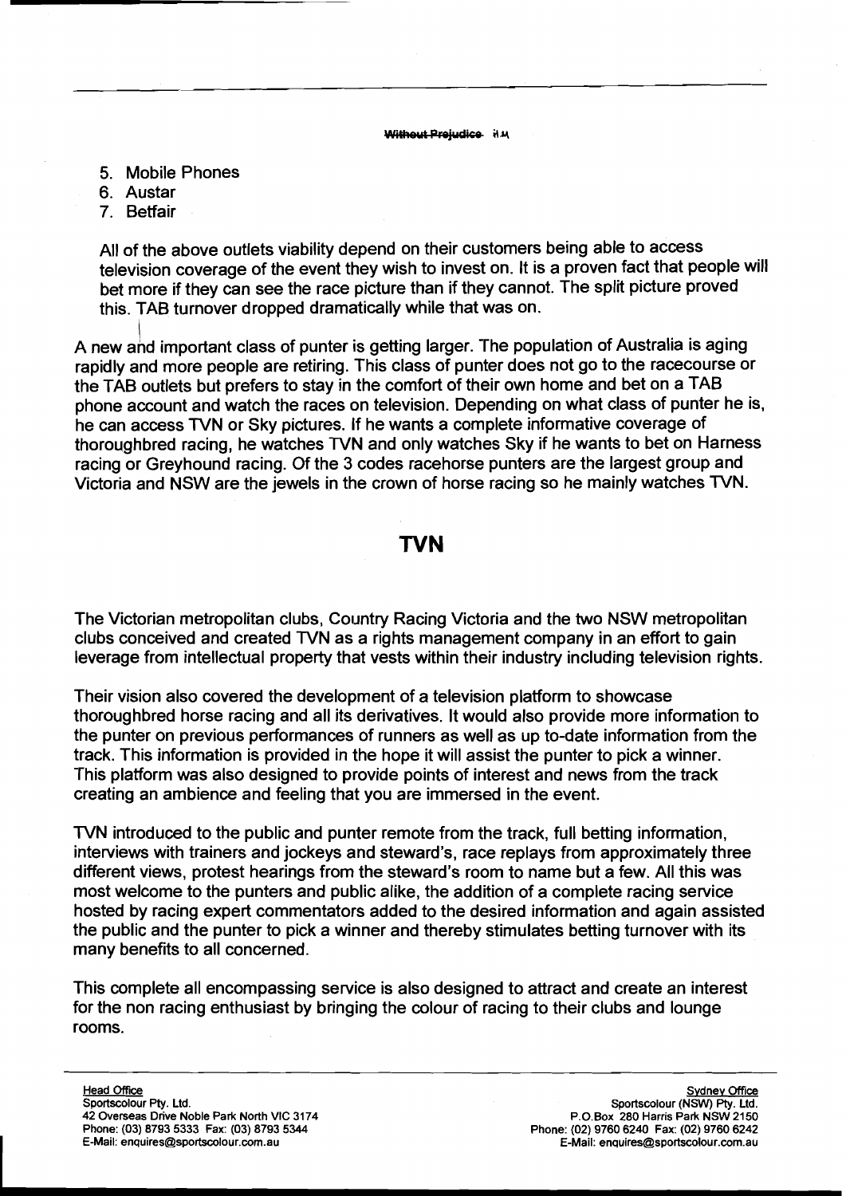Without Prejudice

5. Mobile Phones
6. Austar
7. Betfair

All of the above outlets viability depend on their customers being able to access television coverage of the event they wish to invest on. It is a proven fact that people will bet more if they can see the race picture than if they cannot. The split picture proved this. TAB turnover dropped dramatically while that was on.

A new and important class of punter is getting larger. The population of Australia is aging rapidly and more people are retiring. This class of punter does not go to the racecourse or the TAB outlets but prefers to stay in the comfort of their own home and bet on a TAB phone account and watch the races on television. Depending on what class of punter he is, he can access TVN or Sky pictures. If he wants a complete informative coverage of thoroughbred racing, he watches TVN and only watches Sky if he wants to bet on Harness racing or Greyhound racing. Of the 3 codes racehorse punters are the largest group and Victoria and NSW are the jewels in the crown of horse racing so he mainly watches TVN.

## TVN

The Victorian metropolitan clubs, Country Racing Victoria and the two NSW metropolitan clubs conceived and created TVN as a rights management company in an effort to gain leverage from intellectual property that vests within their industry including television rights.

Their vision also covered the development of a television platform to showcase thoroughbred horse racing and all its derivatives. It would also provide more information to the punter on previous performances of runners as well as up to-date information from the track. This information is provided in the hope it will assist the punter to pick a winner. This platform was also designed to provide points of interest and news from the track creating an ambience and feeling that you are immersed in the event.

TVN introduced to the public and punter remote from the track, full betting information, interviews with trainers and jockeys and steward's, race replays from approximately three different views, protest hearings from the steward's room to name but a few. All this was most welcome to the punters and public alike, the addition of a complete racing service hosted by racing expert commentators added to the desired information and again assisted the public and the punter to pick a winner and thereby stimulates betting turnover with its many benefits to all concerned.

This complete all encompassing service is also designed to attract and create an interest for the non racing enthusiast by bringing the colour of racing to their clubs and lounge rooms.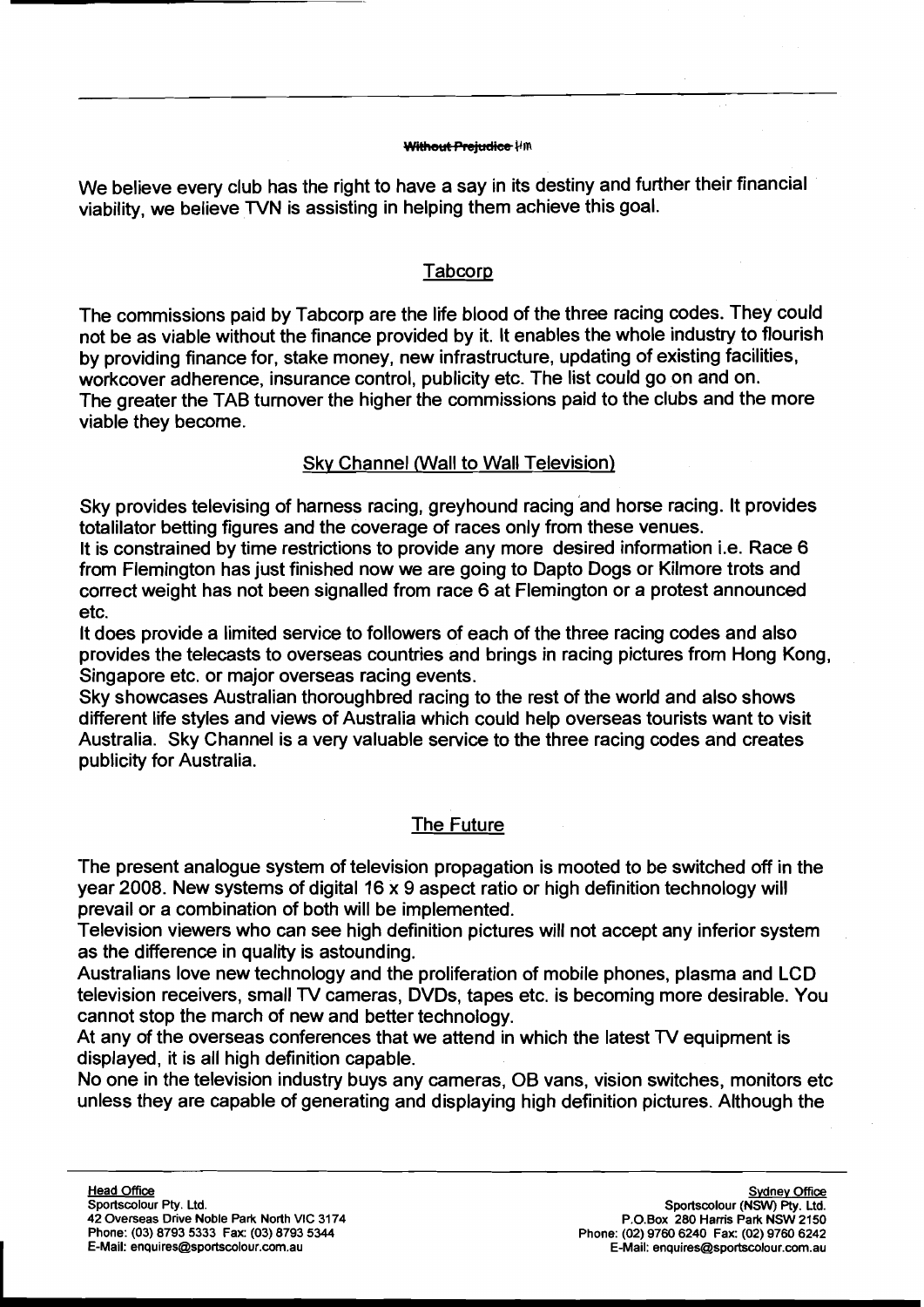~~Without Prejudice~~ WM

We believe every club has the right to have a say in its destiny and further their financial viability, we believe TVN is assisting in helping them achieve this goal.

## Tabcorp

The commissions paid by Tabcorp are the life blood of the three racing codes. They could not be as viable without the finance provided by it. It enables the whole industry to flourish by providing finance for, stake money, new infrastructure, updating of existing facilities, workcover adherence, insurance control, publicity etc. The list could go on and on.
The greater the TAB turnover the higher the commissions paid to the clubs and the more viable they become.

## Sky Channel (Wall to Wall Television)

Sky provides televising of harness racing, greyhound racing and horse racing. It provides totalilator betting figures and the coverage of races only from these venues.
It is constrained by time restrictions to provide any more desired information i.e. Race 6 from Flemington has just finished now we are going to Dapto Dogs or Kilmore trots and correct weight has not been signalled from race 6 at Flemington or a protest announced etc.
It does provide a limited service to followers of each of the three racing codes and also provides the telecasts to overseas countries and brings in racing pictures from Hong Kong, Singapore etc. or major overseas racing events.
Sky showcases Australian thoroughbred racing to the rest of the world and also shows different life styles and views of Australia which could help overseas tourists want to visit Australia. Sky Channel is a very valuable service to the three racing codes and creates publicity for Australia.

## The Future

The present analogue system of television propagation is mooted to be switched off in the year 2008. New systems of digital 16 x 9 aspect ratio or high definition technology will prevail or a combination of both will be implemented.
Television viewers who can see high definition pictures will not accept any inferior system as the difference in quality is astounding.
Australians love new technology and the proliferation of mobile phones, plasma and LCD television receivers, small TV cameras, DVDs, tapes etc. is becoming more desirable. You cannot stop the march of new and better technology.
At any of the overseas conferences that we attend in which the latest TV equipment is displayed, it is all high definition capable.
No one in the television industry buys any cameras, OB vans, vision switches, monitors etc unless they are capable of generating and displaying high definition pictures. Although the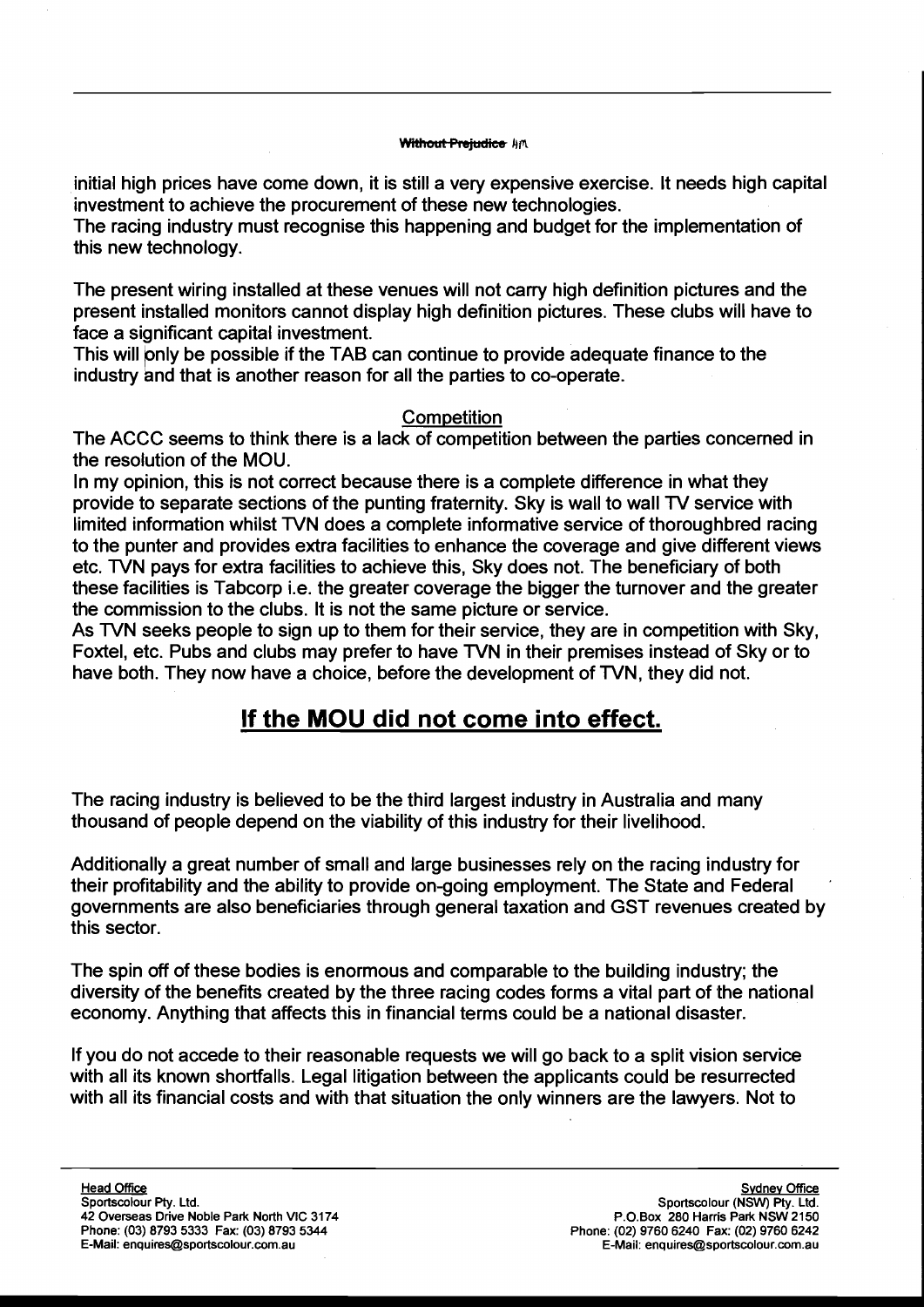initial high prices have come down, it is still a very expensive exercise. It needs high capital investment to achieve the procurement of these new technologies.
The racing industry must recognise this happening and budget for the implementation of this new technology.

The present wiring installed at these venues will not carry high definition pictures and the present installed monitors cannot display high definition pictures. These clubs will have to face a significant capital investment.
This will only be possible if the TAB can continue to provide adequate finance to the industry and that is another reason for all the parties to co-operate.

<u>Competition</u>

The ACCC seems to think there is a lack of competition between the parties concerned in the resolution of the MOU.
In my opinion, this is not correct because there is a complete difference in what they provide to separate sections of the punting fraternity. Sky is wall to wall TV service with limited information whilst TVN does a complete informative service of thoroughbred racing to the punter and provides extra facilities to enhance the coverage and give different views etc. TVN pays for extra facilities to achieve this, Sky does not. The beneficiary of both these facilities is Tabcorp i.e. the greater coverage the bigger the turnover and the greater the commission to the clubs. It is not the same picture or service.
As TVN seeks people to sign up to them for their service, they are in competition with Sky, Foxtel, etc. Pubs and clubs may prefer to have TVN in their premises instead of Sky or to have both. They now have a choice, before the development of TVN, they did not.

## <u>If the MOU did not come into effect.</u>

The racing industry is believed to be the third largest industry in Australia and many thousand of people depend on the viability of this industry for their livelihood.

Additionally a great number of small and large businesses rely on the racing industry for their profitability and the ability to provide on-going employment. The State and Federal governments are also beneficiaries through general taxation and GST revenues created by this sector.

The spin off of these bodies is enormous and comparable to the building industry; the diversity of the benefits created by the three racing codes forms a vital part of the national economy. Anything that affects this in financial terms could be a national disaster.

If you do not accede to their reasonable requests we will go back to a split vision service with all its known shortfalls. Legal litigation between the applicants could be resurrected with all its financial costs and with that situation the only winners are the lawyers. Not to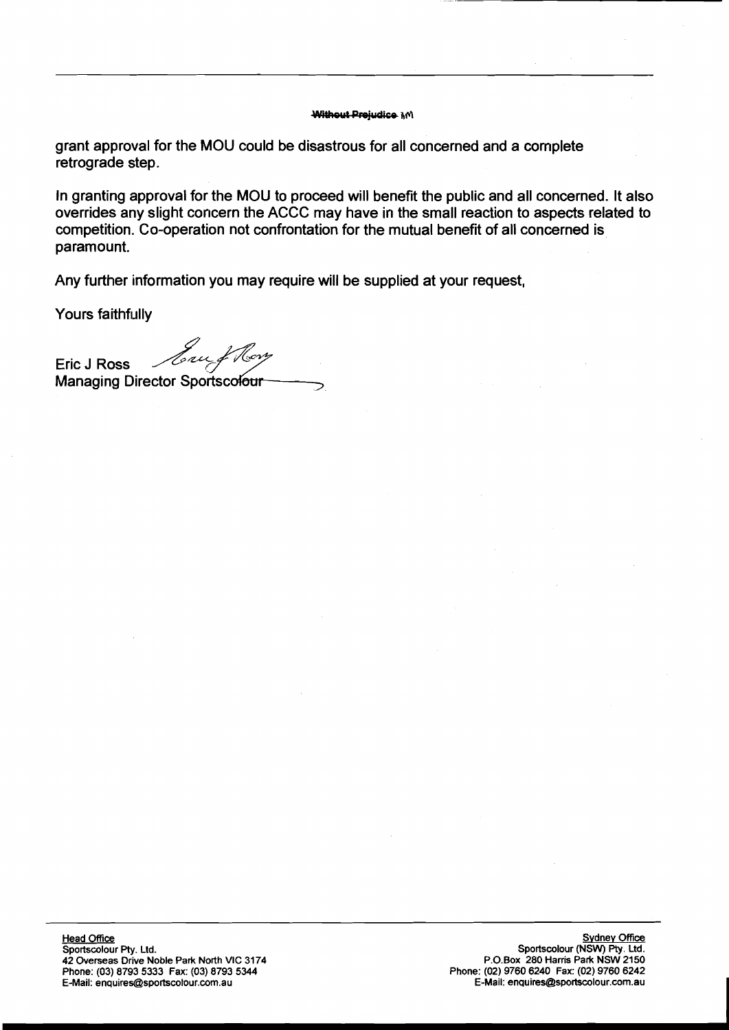~~Without Prejudice~~ hM

grant approval for the MOU could be disastrous for all concerned and a complete retrograde step.

In granting approval for the MOU to proceed will benefit the public and all concerned. It also overrides any slight concern the ACCC may have in the small reaction to aspects related to competition. Co-operation not confrontation for the mutual benefit of all concerned is paramount.

Any further information you may require will be supplied at your request,

Yours faithfully

Eric J Ross
Managing Director Sportscolour

**Head Office**
Sportscolour Pty. Ltd.
42 Overseas Drive Noble Park North VIC 3174
Phone: (03) 8793 5333 Fax: (03) 8793 5344
E-Mail: enquires@sportscolour.com.au

**Sydney Office**
Sportscolour (NSW) Pty. Ltd.
P.O.Box 280 Harris Park NSW 2150
Phone: (02) 9760 6240 Fax: (02) 9760 6242
E-Mail: enquires@sportscolour.com.au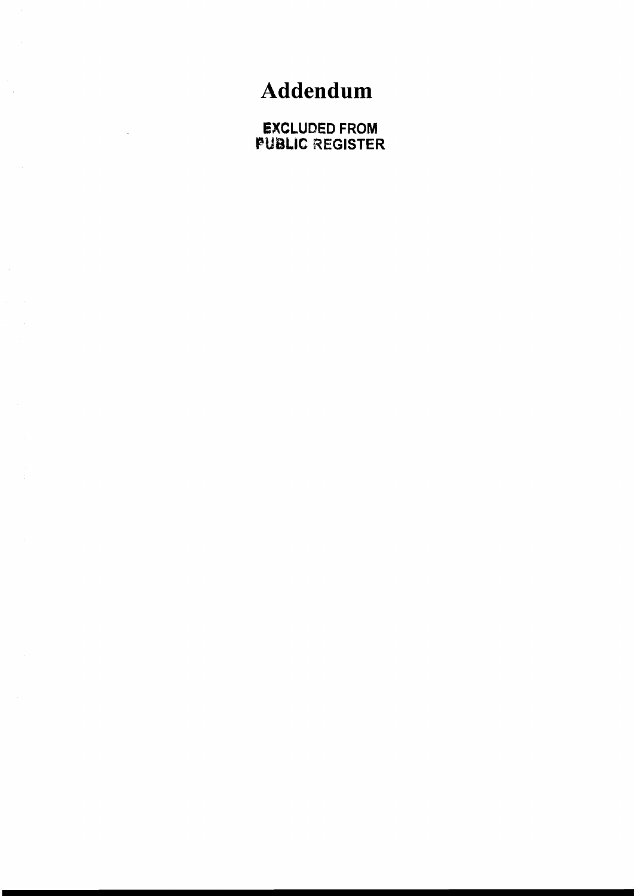# Addendum

**EXCLUDED FROM PUBLIC REGISTER**